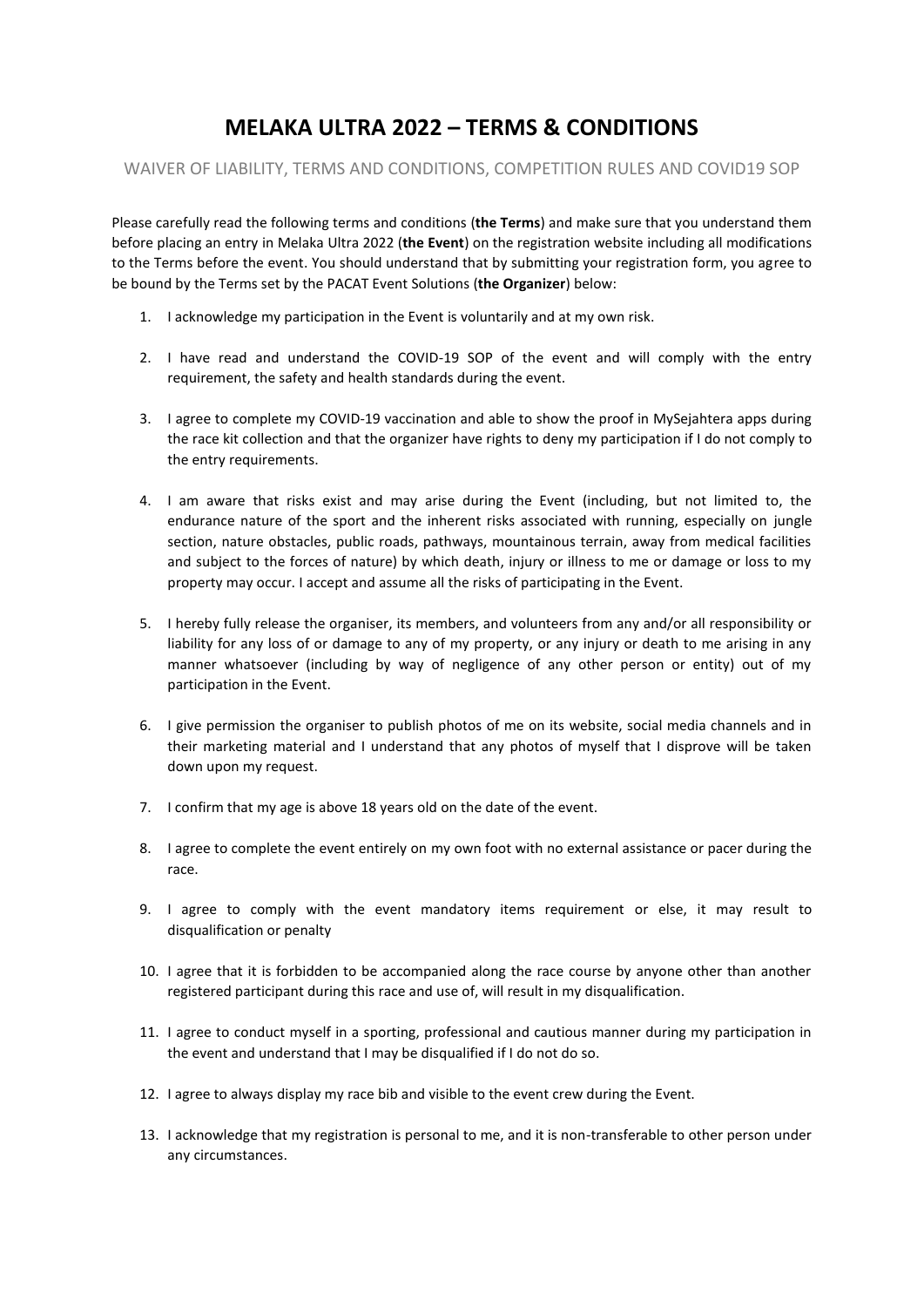# MELAKA ULTRA 2022 – TERMS & CONDITIONS

WAIVER OF LIABILITY, TERMS AND CONDITIONS, COMPETITION RULES AND COVID19 SOP

Please carefully read the following terms and conditions (**the Terms**) and make sure that you understand them before placing an entry in Melaka Ultra 2022 (**the Event**) on the registration website including all modifications to the Terms before the event. You should understand that by submitting your registration form, you agree to be bound by the Terms set by the PACAT Event Solutions (**the Organizer**) below:

1. I acknowledge my participation in the Event is voluntarily and at my own risk.
2. I have read and understand the COVID-19 SOP of the event and will comply with the entry requirement, the safety and health standards during the event.
3. I agree to complete my COVID-19 vaccination and able to show the proof in MySejahtera apps during the race kit collection and that the organizer have rights to deny my participation if I do not comply to the entry requirements.
4. I am aware that risks exist and may arise during the Event (including, but not limited to, the endurance nature of the sport and the inherent risks associated with running, especially on jungle section, nature obstacles, public roads, pathways, mountainous terrain, away from medical facilities and subject to the forces of nature) by which death, injury or illness to me or damage or loss to my property may occur. I accept and assume all the risks of participating in the Event.
5. I hereby fully release the organiser, its members, and volunteers from any and/or all responsibility or liability for any loss of or damage to any of my property, or any injury or death to me arising in any manner whatsoever (including by way of negligence of any other person or entity) out of my participation in the Event.
6. I give permission the organiser to publish photos of me on its website, social media channels and in their marketing material and I understand that any photos of myself that I disprove will be taken down upon my request.
7. I confirm that my age is above 18 years old on the date of the event.
8. I agree to complete the event entirely on my own foot with no external assistance or pacer during the race.
9. I agree to comply with the event mandatory items requirement or else, it may result to disqualification or penalty
10. I agree that it is forbidden to be accompanied along the race course by anyone other than another registered participant during this race and use of, will result in my disqualification.
11. I agree to conduct myself in a sporting, professional and cautious manner during my participation in the event and understand that I may be disqualified if I do not do so.
12. I agree to always display my race bib and visible to the event crew during the Event.
13. I acknowledge that my registration is personal to me, and it is non-transferable to other person under any circumstances.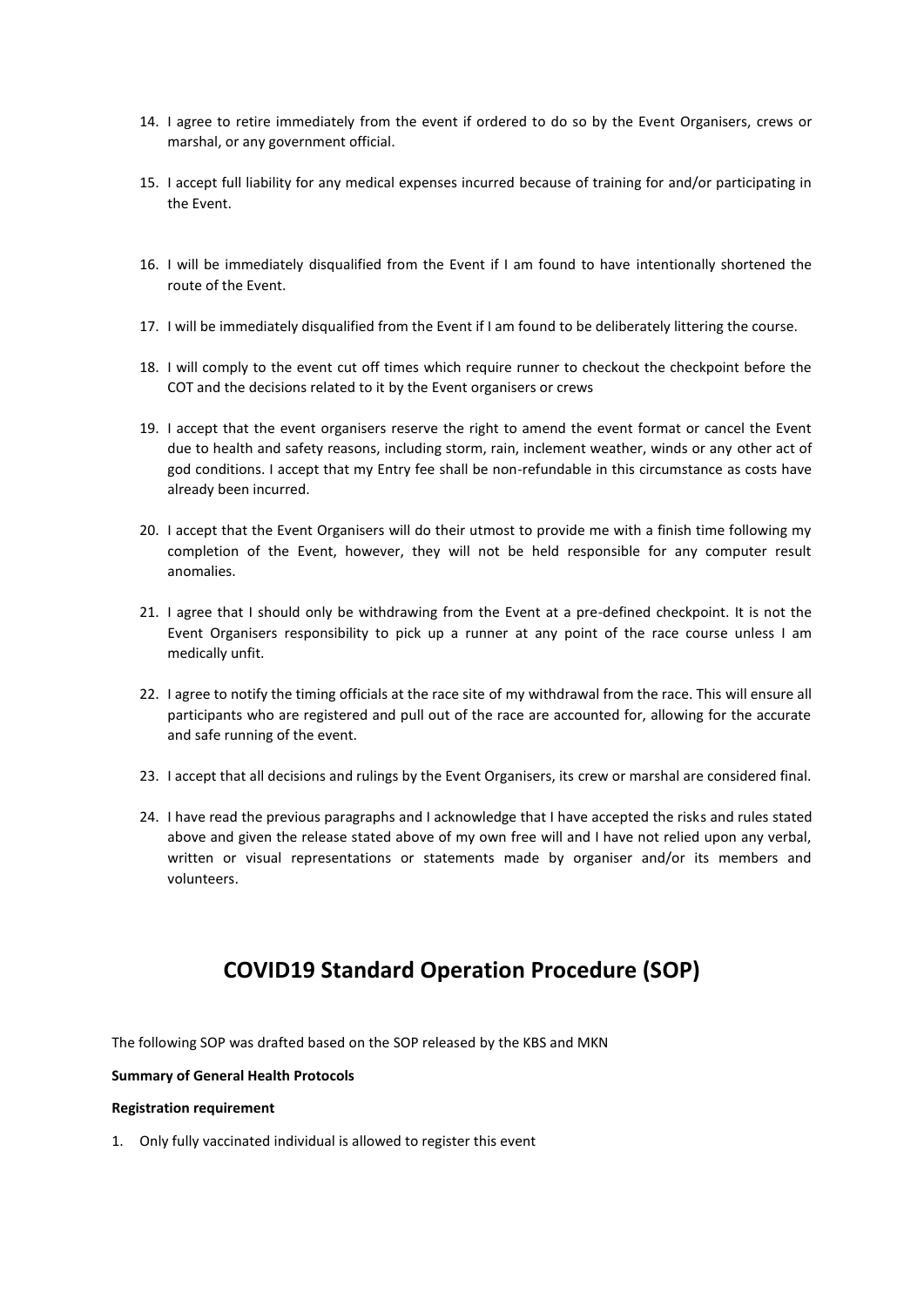14. I agree to retire immediately from the event if ordered to do so by the Event Organisers, crews or marshal, or any government official.

15. I accept full liability for any medical expenses incurred because of training for and/or participating in the Event.

16. I will be immediately disqualified from the Event if I am found to have intentionally shortened the route of the Event.

17. I will be immediately disqualified from the Event if I am found to be deliberately littering the course.

18. I will comply to the event cut off times which require runner to checkout the checkpoint before the COT and the decisions related to it by the Event organisers or crews

19. I accept that the event organisers reserve the right to amend the event format or cancel the Event due to health and safety reasons, including storm, rain, inclement weather, winds or any other act of god conditions. I accept that my Entry fee shall be non-refundable in this circumstance as costs have already been incurred.

20. I accept that the Event Organisers will do their utmost to provide me with a finish time following my completion of the Event, however, they will not be held responsible for any computer result anomalies.

21. I agree that I should only be withdrawing from the Event at a pre-defined checkpoint. It is not the Event Organisers responsibility to pick up a runner at any point of the race course unless I am medically unfit.

22. I agree to notify the timing officials at the race site of my withdrawal from the race. This will ensure all participants who are registered and pull out of the race are accounted for, allowing for the accurate and safe running of the event.

23. I accept that all decisions and rulings by the Event Organisers, its crew or marshal are considered final.

24. I have read the previous paragraphs and I acknowledge that I have accepted the risks and rules stated above and given the release stated above of my own free will and I have not relied upon any verbal, written or visual representations or statements made by organiser and/or its members and volunteers.

# COVID19 Standard Operation Procedure (SOP)

The following SOP was drafted based on the SOP released by the KBS and MKN

**Summary of General Health Protocols**

**Registration requirement**

1. Only fully vaccinated individual is allowed to register this event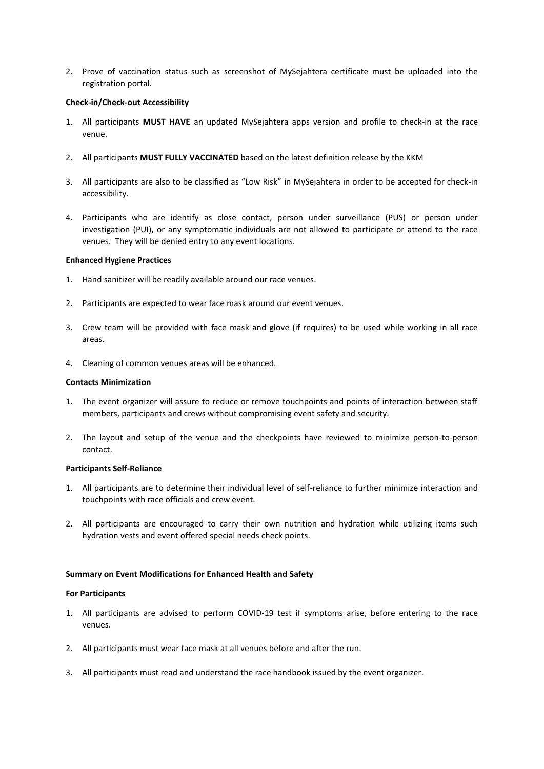2. Prove of vaccination status such as screenshot of MySejahtera certificate must be uploaded into the registration portal.

**Check-in/Check-out Accessibility**

1. All participants **MUST HAVE** an updated MySejahtera apps version and profile to check-in at the race venue.

2. All participants **MUST FULLY VACCINATED** based on the latest definition release by the KKM

3. All participants are also to be classified as "Low Risk" in MySejahtera in order to be accepted for check-in accessibility.

4. Participants who are identify as close contact, person under surveillance (PUS) or person under investigation (PUI), or any symptomatic individuals are not allowed to participate or attend to the race venues. They will be denied entry to any event locations.

**Enhanced Hygiene Practices**

1. Hand sanitizer will be readily available around our race venues.

2. Participants are expected to wear face mask around our event venues.

3. Crew team will be provided with face mask and glove (if requires) to be used while working in all race areas.

4. Cleaning of common venues areas will be enhanced.

**Contacts Minimization**

1. The event organizer will assure to reduce or remove touchpoints and points of interaction between staff members, participants and crews without compromising event safety and security.

2. The layout and setup of the venue and the checkpoints have reviewed to minimize person-to-person contact.

**Participants Self-Reliance**

1. All participants are to determine their individual level of self-reliance to further minimize interaction and touchpoints with race officials and crew event.

2. All participants are encouraged to carry their own nutrition and hydration while utilizing items such hydration vests and event offered special needs check points.

**Summary on Event Modifications for Enhanced Health and Safety**

**For Participants**

1. All participants are advised to perform COVID-19 test if symptoms arise, before entering to the race venues.

2. All participants must wear face mask at all venues before and after the run.

3. All participants must read and understand the race handbook issued by the event organizer.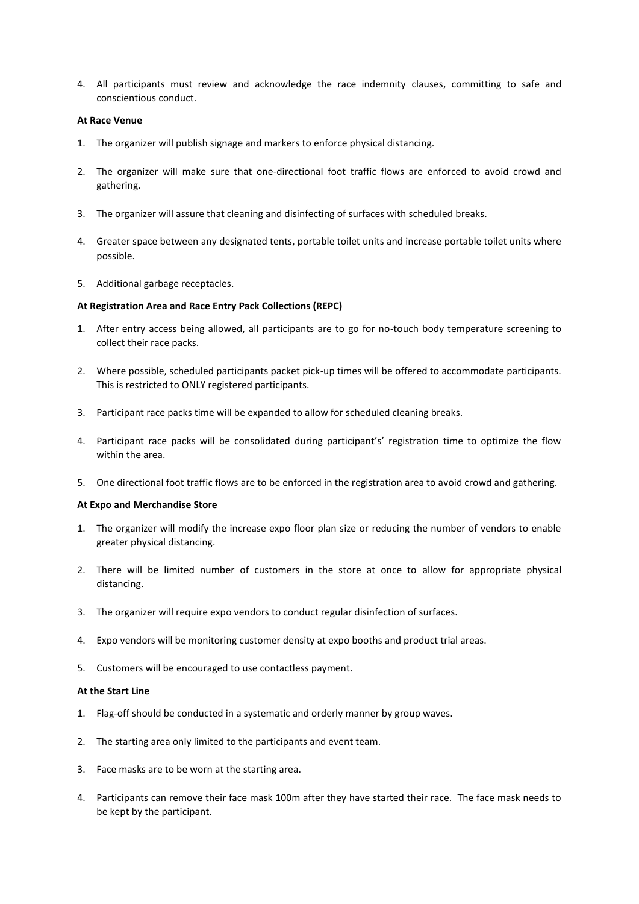4. All participants must review and acknowledge the race indemnity clauses, committing to safe and conscientious conduct.

**At Race Venue**

1. The organizer will publish signage and markers to enforce physical distancing.

2. The organizer will make sure that one-directional foot traffic flows are enforced to avoid crowd and gathering.

3. The organizer will assure that cleaning and disinfecting of surfaces with scheduled breaks.

4. Greater space between any designated tents, portable toilet units and increase portable toilet units where possible.

5. Additional garbage receptacles.

**At Registration Area and Race Entry Pack Collections (REPC)**

1. After entry access being allowed, all participants are to go for no-touch body temperature screening to collect their race packs.

2. Where possible, scheduled participants packet pick-up times will be offered to accommodate participants. This is restricted to ONLY registered participants.

3. Participant race packs time will be expanded to allow for scheduled cleaning breaks.

4. Participant race packs will be consolidated during participant's' registration time to optimize the flow within the area.

5. One directional foot traffic flows are to be enforced in the registration area to avoid crowd and gathering.

**At Expo and Merchandise Store**

1. The organizer will modify the increase expo floor plan size or reducing the number of vendors to enable greater physical distancing.

2. There will be limited number of customers in the store at once to allow for appropriate physical distancing.

3. The organizer will require expo vendors to conduct regular disinfection of surfaces.

4. Expo vendors will be monitoring customer density at expo booths and product trial areas.

5. Customers will be encouraged to use contactless payment.

**At the Start Line**

1. Flag-off should be conducted in a systematic and orderly manner by group waves.

2. The starting area only limited to the participants and event team.

3. Face masks are to be worn at the starting area.

4. Participants can remove their face mask 100m after they have started their race. The face mask needs to be kept by the participant.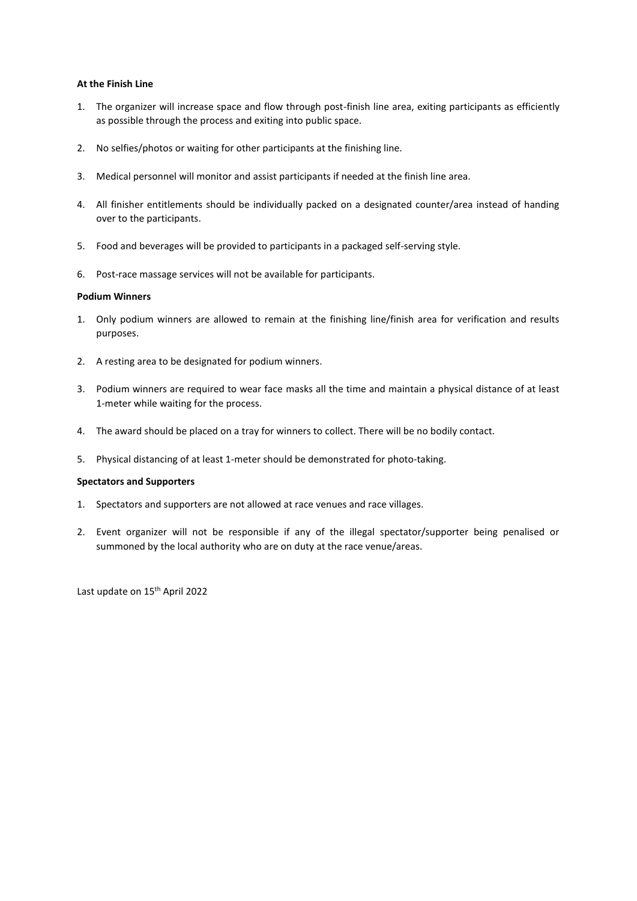**At the Finish Line**

1. The organizer will increase space and flow through post-finish line area, exiting participants as efficiently as possible through the process and exiting into public space.
2. No selfies/photos or waiting for other participants at the finishing line.
3. Medical personnel will monitor and assist participants if needed at the finish line area.
4. All finisher entitlements should be individually packed on a designated counter/area instead of handing over to the participants.
5. Food and beverages will be provided to participants in a packaged self-serving style.
6. Post-race massage services will not be available for participants.

**Podium Winners**

1. Only podium winners are allowed to remain at the finishing line/finish area for verification and results purposes.
2. A resting area to be designated for podium winners.
3. Podium winners are required to wear face masks all the time and maintain a physical distance of at least 1-meter while waiting for the process.
4. The award should be placed on a tray for winners to collect. There will be no bodily contact.
5. Physical distancing of at least 1-meter should be demonstrated for photo-taking.

**Spectators and Supporters**

1. Spectators and supporters are not allowed at race venues and race villages.
2. Event organizer will not be responsible if any of the illegal spectator/supporter being penalised or summoned by the local authority who are on duty at the race venue/areas.

Last update on 15th April 2022